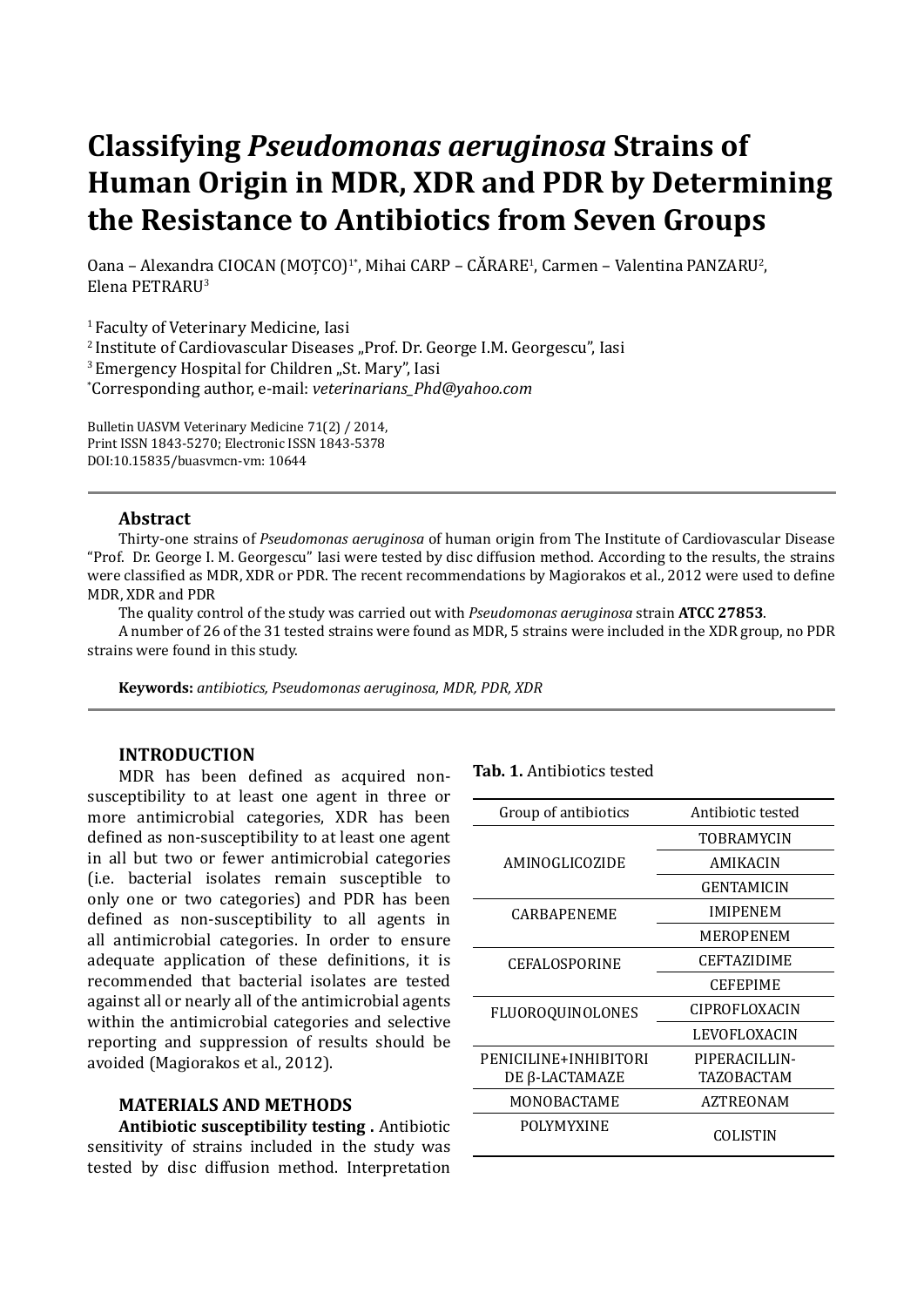# Classifying *Pseudomonas aeruginosa* Strains of Human Origin in MDR, XDR and PDR by Determining the Resistance to Antibiotics from Seven Groups

Oana – Alexandra CIOCAN (MOȚCO)[1*], Mihai CARP – CĂRARE[1], Carmen – Valentina PANZARU[2], Elena PETRARU[3]

[1] Faculty of Veterinary Medicine, Iasi
[2] Institute of Cardiovascular Diseases „Prof. Dr. George I.M. Georgescu", Iasi
[3] Emergency Hospital for Children „St. Mary", Iasi
[*]Corresponding author, e-mail: *veterinarians_Phd@yahoo.com*

Bulletin UASVM Veterinary Medicine 71(2) / 2014,
Print ISSN 1843-5270; Electronic ISSN 1843-5378
DOI:10.15835/buasvmcn-vm: 10644

## Abstract

Thirty-one strains of *Pseudomonas aeruginosa* of human origin from The Institute of Cardiovascular Disease "Prof. Dr. George I. M. Georgescu" Iasi were tested by disc diffusion method. According to the results, the strains were classified as MDR, XDR or PDR. The recent recommendations by Magiorakos et al., 2012 were used to define MDR, XDR and PDR

The quality control of the study was carried out with *Pseudomonas aeruginosa* strain **ATCC 27853**.

A number of 26 of the 31 tested strains were found as MDR, 5 strains were included in the XDR group, no PDR strains were found in this study.

**Keywords:** *antibiotics, Pseudomonas aeruginosa, MDR, PDR, XDR*

## INTRODUCTION

MDR has been defined as acquired non-susceptibility to at least one agent in three or more antimicrobial categories, XDR has been defined as non-susceptibility to at least one agent in all but two or fewer antimicrobial categories (i.e. bacterial isolates remain susceptible to only one or two categories) and PDR has been defined as non-susceptibility to all agents in all antimicrobial categories. In order to ensure adequate application of these definitions, it is recommended that bacterial isolates are tested against all or nearly all of the antimicrobial agents within the antimicrobial categories and selective reporting and suppression of results should be avoided (Magiorakos et al., 2012).

## MATERIALS AND METHODS

**Antibiotic susceptibility testing .** Antibiotic sensitivity of strains included in the study was tested by disc diffusion method. Interpretation

**Tab. 1.** Antibiotics tested

| Group of antibiotics | Antibiotic tested |
|---|---|
| AMINOGLICOZIDE | TOBRAMYCIN |
| | AMIKACIN |
| | GENTAMICIN |
| CARBAPENEME | IMIPENEM |
| | MEROPENEM |
| CEFALOSPORINE | CEFTAZIDIME |
| | CEFEPIME |
| FLUOROQUINOLONES | CIPROFLOXACIN |
| | LEVOFLOXACIN |
| PENICILINE+INHIBITORI DE β-LACTAMAZE | PIPERACILLIN-TAZOBACTAM |
| MONOBACTAME | AZTREONAM |
| POLYMYXINE | COLISTIN |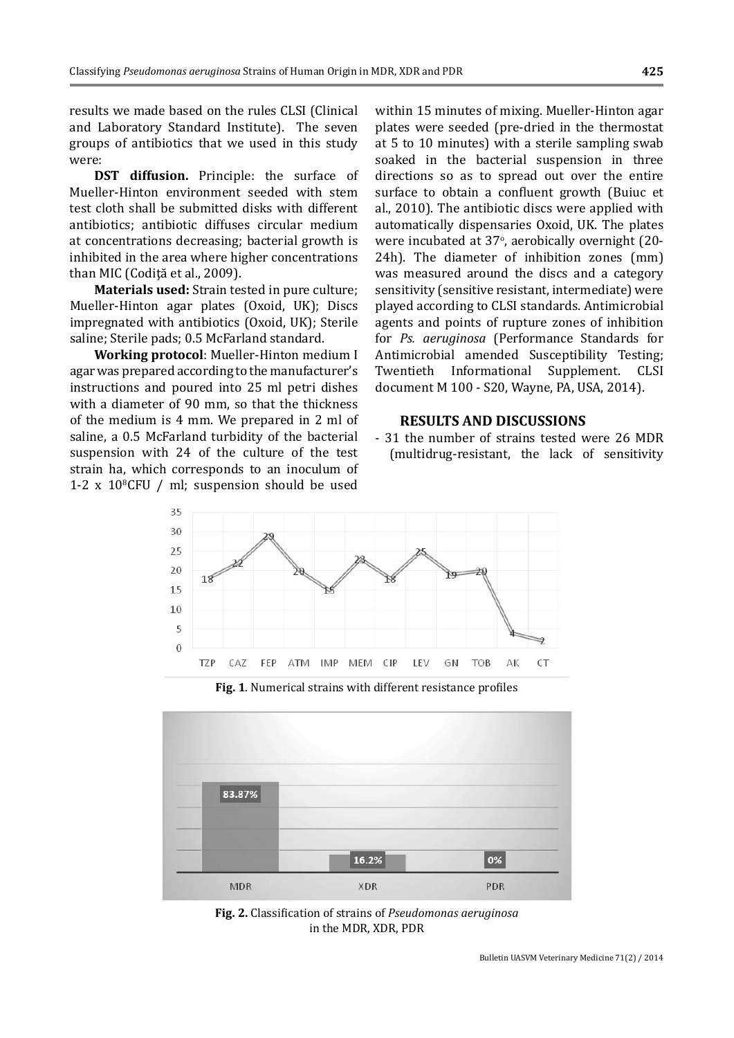results we made based on the rules CLSI (Clinical and Laboratory Standard Institute). The seven groups of antibiotics that we used in this study were:

**DST diffusion.** Principle: the surface of Mueller-Hinton environment seeded with stem test cloth shall be submitted disks with different antibiotics; antibiotic diffuses circular medium at concentrations decreasing; bacterial growth is inhibited in the area where higher concentrations than MIC (Codiță et al., 2009).

**Materials used:** Strain tested in pure culture; Mueller-Hinton agar plates (Oxoid, UK); Discs impregnated with antibiotics (Oxoid, UK); Sterile saline; Sterile pads; 0.5 McFarland standard.

**Working protocol**: Mueller-Hinton medium I agar was prepared according to the manufacturer's instructions and poured into 25 ml petri dishes with a diameter of 90 mm, so that the thickness of the medium is 4 mm. We prepared in 2 ml of saline, a 0.5 McFarland turbidity of the bacterial suspension with 24 of the culture of the test strain ha, which corresponds to an inoculum of 1-2 x $10^8$CFU / ml; suspension should be used within 15 minutes of mixing. Mueller-Hinton agar plates were seeded (pre-dried in the thermostat at 5 to 10 minutes) with a sterile sampling swab soaked in the bacterial suspension in three directions so as to spread out over the entire surface to obtain a confluent growth (Buiuc et al., 2010). The antibiotic discs were applied with automatically dispensaries Oxoid, UK. The plates were incubated at 37°, aerobically overnight (20-24h). The diameter of inhibition zones (mm) was measured around the discs and a category sensitivity (sensitive resistant, intermediate) were played according to CLSI standards. Antimicrobial agents and points of rupture zones of inhibition for *Ps. aeruginosa* (Performance Standards for Antimicrobial amended Susceptibility Testing; Twentieth Informational Supplement. CLSI document M 100 - S20, Wayne, PA, USA, 2014).

## RESULTS AND DISCUSSIONS

- 31 the number of strains tested were 26 MDR (multidrug-resistant, the lack of sensitivity

**Fig. 1**. Numerical strains with different resistance profiles

**Fig. 2.** Classification of strains of *Pseudomonas aeruginosa* in the MDR, XDR, PDR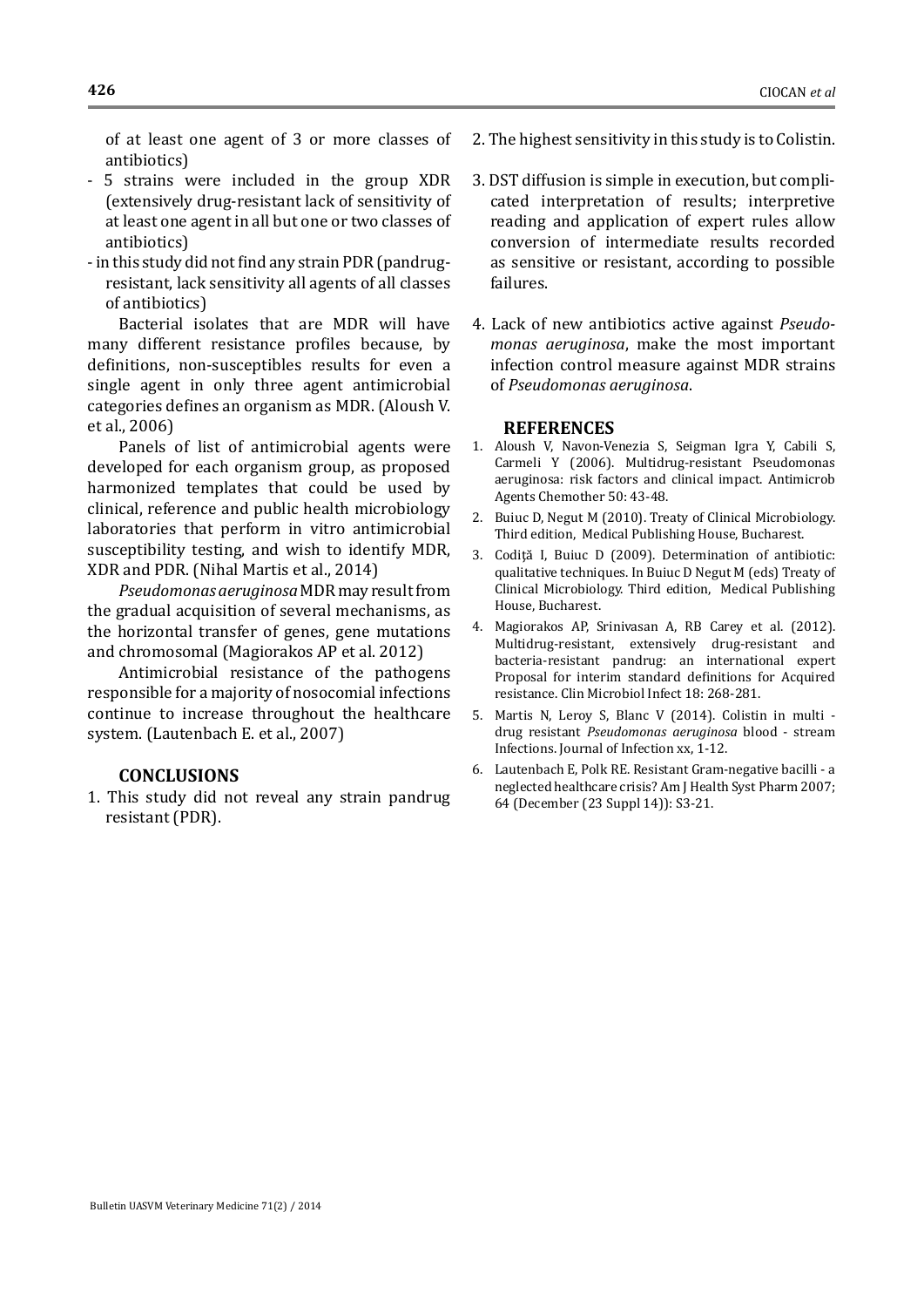of at least one agent of 3 or more classes of antibiotics)

- 5 strains were included in the group XDR (extensively drug-resistant lack of sensitivity of at least one agent in all but one or two classes of antibiotics)
- in this study did not find any strain PDR (pandrug-resistant, lack sensitivity all agents of all classes of antibiotics)

Bacterial isolates that are MDR will have many different resistance profiles because, by definitions, non-susceptibles results for even a single agent in only three agent antimicrobial categories defines an organism as MDR. (Aloush V. et al., 2006)

Panels of list of antimicrobial agents were developed for each organism group, as proposed harmonized templates that could be used by clinical, reference and public health microbiology laboratories that perform in vitro antimicrobial susceptibility testing, and wish to identify MDR, XDR and PDR. (Nihal Martis et al., 2014)

*Pseudomonas aeruginosa* MDR may result from the gradual acquisition of several mechanisms, as the horizontal transfer of genes, gene mutations and chromosomal (Magiorakos AP et al. 2012)

Antimicrobial resistance of the pathogens responsible for a majority of nosocomial infections continue to increase throughout the healthcare system. (Lautenbach E. et al., 2007)

## CONCLUSIONS

1. This study did not reveal any strain pandrug resistant (PDR).
2. The highest sensitivity in this study is to Colistin.
3. DST diffusion is simple in execution, but complicated interpretation of results; interpretive reading and application of expert rules allow conversion of intermediate results recorded as sensitive or resistant, according to possible failures.
4. Lack of new antibiotics active against *Pseudomonas aeruginosa*, make the most important infection control measure against MDR strains of *Pseudomonas aeruginosa*.

## REFERENCES

1. Aloush V, Navon-Venezia S, Seigman Igra Y, Cabili S, Carmeli Y (2006). Multidrug-resistant Pseudomonas aeruginosa: risk factors and clinical impact. Antimicrob Agents Chemother 50: 43-48.
2. Buiuc D, Negut M (2010). Treaty of Clinical Microbiology. Third edition, Medical Publishing House, Bucharest.
3. Codiţă I, Buiuc D (2009). Determination of antibiotic: qualitative techniques. In Buiuc D Negut M (eds) Treaty of Clinical Microbiology. Third edition, Medical Publishing House, Bucharest.
4. Magiorakos AP, Srinivasan A, RB Carey et al. (2012). Multidrug-resistant, extensively drug-resistant and bacteria-resistant pandrug: an international expert Proposal for interim standard definitions for Acquired resistance. Clin Microbiol Infect 18: 268-281.
5. Martis N, Leroy S, Blanc V (2014). Colistin in multi - drug resistant *Pseudomonas aeruginosa* blood - stream Infections. Journal of Infection xx, 1-12.
6. Lautenbach E, Polk RE. Resistant Gram-negative bacilli - a neglected healthcare crisis? Am J Health Syst Pharm 2007; 64 (December (23 Suppl 14)): S3-21.